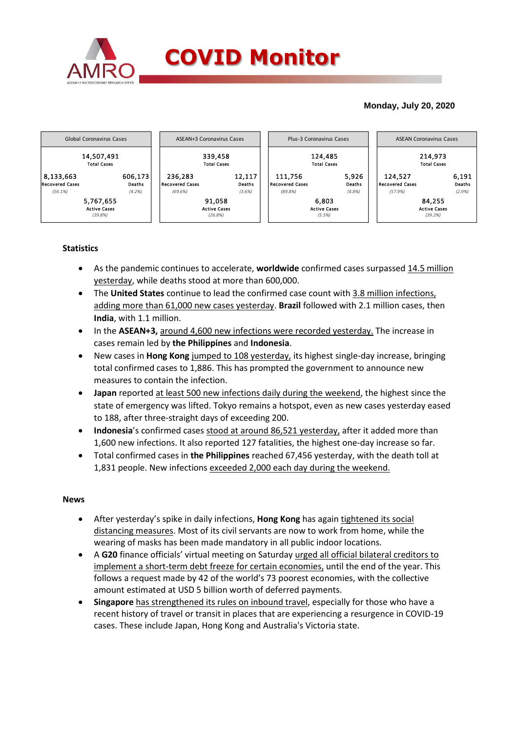# COVID Monitor

**Monday, July 20, 2020**

| Global Coronavirus Cases | | ASEAN+3 Coronavirus Cases | | Plus-3 Coronavirus Cases | | ASEAN Coronavirus Cases | |
|---|---|---|---|---|---|---|---|
| 14,507,491 Total Cases | | 339,458 Total Cases | | 124,485 Total Cases | | 214,973 Total Cases | |
| 8,133,663 Recovered Cases (56.1%) | 606,173 Deaths (4.2%) | 236,283 Recovered Cases (69.6%) | 12,117 Deaths (3.6%) | 111,756 Recovered Cases (89.8%) | 5,926 Deaths (4.8%) | 124,527 Recovered Cases (57.9%) | 6,191 Deaths (2.9%) |
| 5,767,655 Active Cases (39.8%) | | 91,058 Active Cases (26.8%) | | 6,803 Active Cases (5.5%) | | 84,255 Active Cases (39.2%) | |

## Statistics

- As the pandemic continues to accelerate, **worldwide** confirmed cases surpassed 14.5 million yesterday, while deaths stood at more than 600,000.
- The **United States** continue to lead the confirmed case count with 3.8 million infections, adding more than 61,000 new cases yesterday. **Brazil** followed with 2.1 million cases, then **India**, with 1.1 million.
- In the **ASEAN+3,** around 4,600 new infections were recorded yesterday. The increase in cases remain led by **the Philippines** and **Indonesia**.
- New cases in **Hong Kong** jumped to 108 yesterday, its highest single-day increase, bringing total confirmed cases to 1,886. This has prompted the government to announce new measures to contain the infection.
- **Japan** reported at least 500 new infections daily during the weekend, the highest since the state of emergency was lifted. Tokyo remains a hotspot, even as new cases yesterday eased to 188, after three-straight days of exceeding 200.
- **Indonesia**'s confirmed cases stood at around 86,521 yesterday, after it added more than 1,600 new infections. It also reported 127 fatalities, the highest one-day increase so far.
- Total confirmed cases in **the Philippines** reached 67,456 yesterday, with the death toll at 1,831 people. New infections exceeded 2,000 each day during the weekend.

## News

- After yesterday's spike in daily infections, **Hong Kong** has again tightened its social distancing measures. Most of its civil servants are now to work from home, while the wearing of masks has been made mandatory in all public indoor locations.
- A **G20** finance officials' virtual meeting on Saturday urged all official bilateral creditors to implement a short-term debt freeze for certain economies, until the end of the year. This follows a request made by 42 of the world's 73 poorest economies, with the collective amount estimated at USD 5 billion worth of deferred payments.
- **Singapore** has strengthened its rules on inbound travel, especially for those who have a recent history of travel or transit in places that are experiencing a resurgence in COVID-19 cases. These include Japan, Hong Kong and Australia's Victoria state.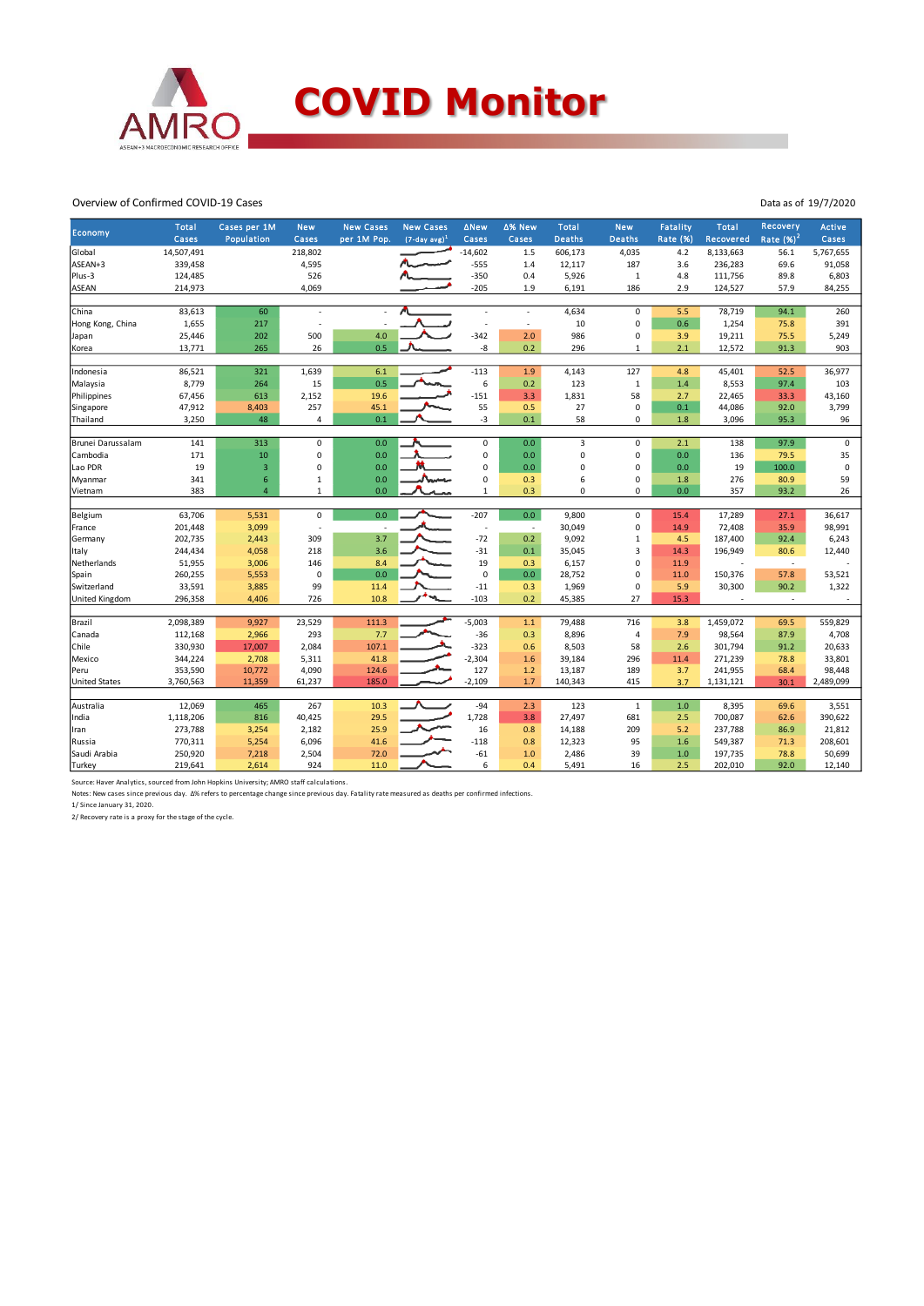# COVID Monitor

Overview of Confirmed COVID-19 Cases

Data as of 19/7/2020

| Economy | Total Cases | Cases per 1M Population | New Cases | New Cases per 1M Pop. | New Cases (7-day avg)[1] | ΔNew Cases | Δ% New Cases | Total Deaths | New Deaths | Fatality Rate (%) | Total Recovered | Recovery Rate (%)[2] | Active Cases |
|---|---|---|---|---|---|---|---|---|---|---|---|---|---|
| Global | 14,507,491 | | 218,802 | | | -14,602 | 1.5 | 606,173 | 4,035 | 4.2 | 8,133,663 | 56.1 | 5,767,655 |
| ASEAN+3 | 339,458 | | 4,595 | | | -555 | 1.4 | 12,117 | 187 | 3.6 | 236,283 | 69.6 | 91,058 |
| Plus-3 | 124,485 | | 526 | | | -350 | 0.4 | 5,926 | 1 | 4.8 | 111,756 | 89.8 | 6,803 |
| ASEAN | 214,973 | | 4,069 | | | -205 | 1.9 | 6,191 | 186 | 2.9 | 124,527 | 57.9 | 84,255 |
| | | | | | | | | | | | | | |
| China | 83,613 | 60 | - | - | | - | - | 4,634 | 0 | 5.5 | 78,719 | 94.1 | 260 |
| Hong Kong, China | 1,655 | 217 | - | - | | - | - | 10 | 0 | 0.6 | 1,254 | 75.8 | 391 |
| Japan | 25,446 | 202 | 500 | 4.0 | | -342 | 2.0 | 986 | 0 | 3.9 | 19,211 | 75.5 | 5,249 |
| Korea | 13,771 | 265 | 26 | 0.5 | | -8 | 0.2 | 296 | 1 | 2.1 | 12,572 | 91.3 | 903 |
| | | | | | | | | | | | | | |
| Indonesia | 86,521 | 321 | 1,639 | 6.1 | | -113 | 1.9 | 4,143 | 127 | 4.8 | 45,401 | 52.5 | 36,977 |
| Malaysia | 8,779 | 264 | 15 | 0.5 | | 6 | 0.2 | 123 | 1 | 1.4 | 8,553 | 97.4 | 103 |
| Philippines | 67,456 | 613 | 2,152 | 19.6 | | -151 | 3.3 | 1,831 | 58 | 2.7 | 22,465 | 33.3 | 43,160 |
| Singapore | 47,912 | 8,403 | 257 | 45.1 | | 55 | 0.5 | 27 | 0 | 0.1 | 44,086 | 92.0 | 3,799 |
| Thailand | 3,250 | 48 | 4 | 0.1 | | -3 | 0.1 | 58 | 0 | 1.8 | 3,096 | 95.3 | 96 |
| | | | | | | | | | | | | | |
| Brunei Darussalam | 141 | 313 | 0 | 0.0 | | 0 | 0.0 | 3 | 0 | 2.1 | 138 | 97.9 | 0 |
| Cambodia | 171 | 10 | 0 | 0.0 | | 0 | 0.0 | 0 | 0 | 0.0 | 136 | 79.5 | 35 |
| Lao PDR | 19 | 3 | 0 | 0.0 | | 0 | 0.0 | 0 | 0 | 0.0 | 19 | 100.0 | 0 |
| Myanmar | 341 | 6 | 1 | 0.0 | | 0 | 0.3 | 6 | 0 | 1.8 | 276 | 80.9 | 59 |
| Vietnam | 383 | 4 | 1 | 0.0 | | 1 | 0.3 | 0 | 0 | 0.0 | 357 | 93.2 | 26 |
| | | | | | | | | | | | | | |
| Belgium | 63,706 | 5,531 | 0 | 0.0 | | -207 | 0.0 | 9,800 | 0 | 15.4 | 17,289 | 27.1 | 36,617 |
| France | 201,448 | 3,099 | - | - | | - | - | 30,049 | 0 | 14.9 | 72,408 | 35.9 | 98,991 |
| Germany | 202,735 | 2,443 | 309 | 3.7 | | -72 | 0.2 | 9,092 | 1 | 4.5 | 187,400 | 92.4 | 6,243 |
| Italy | 244,434 | 4,058 | 218 | 3.6 | | -31 | 0.1 | 35,045 | 3 | 14.3 | 196,949 | 80.6 | 12,440 |
| Netherlands | 51,955 | 3,006 | 146 | 8.4 | | 19 | 0.3 | 6,157 | 0 | 11.9 | - | - | - |
| Spain | 260,255 | 5,553 | 0 | 0.0 | | 0 | 0.0 | 28,752 | 0 | 11.0 | 150,376 | 57.8 | 53,521 |
| Switzerland | 33,591 | 3,885 | 99 | 11.4 | | -11 | 0.3 | 1,969 | 0 | 5.9 | 30,300 | 90.2 | 1,322 |
| United Kingdom | 296,358 | 4,406 | 726 | 10.8 | | -103 | 0.2 | 45,385 | 27 | 15.3 | - | - | - |
| | | | | | | | | | | | | | |
| Brazil | 2,098,389 | 9,927 | 23,529 | 111.3 | | -5,003 | 1.1 | 79,488 | 716 | 3.8 | 1,459,072 | 69.5 | 559,829 |
| Canada | 112,168 | 2,966 | 293 | 7.7 | | -36 | 0.3 | 8,896 | 4 | 7.9 | 98,564 | 87.9 | 4,708 |
| Chile | 330,930 | 17,007 | 2,084 | 107.1 | | -323 | 0.6 | 8,503 | 58 | 2.6 | 301,794 | 91.2 | 20,633 |
| Mexico | 344,224 | 2,708 | 5,311 | 41.8 | | -2,304 | 1.6 | 39,184 | 296 | 11.4 | 271,239 | 78.8 | 33,801 |
| Peru | 353,590 | 10,772 | 4,090 | 124.6 | | 127 | 1.2 | 13,187 | 189 | 3.7 | 241,955 | 68.4 | 98,448 |
| United States | 3,760,563 | 11,359 | 61,237 | 185.0 | | -2,109 | 1.7 | 140,343 | 415 | 3.7 | 1,131,121 | 30.1 | 2,489,099 |
| | | | | | | | | | | | | | |
| Australia | 12,069 | 465 | 267 | 10.3 | | -94 | 2.3 | 123 | 1 | 1.0 | 8,395 | 69.6 | 3,551 |
| India | 1,118,206 | 816 | 40,425 | 29.5 | | 1,728 | 3.8 | 27,497 | 681 | 2.5 | 700,087 | 62.6 | 390,622 |
| Iran | 273,788 | 3,254 | 2,182 | 25.9 | | 16 | 0.8 | 14,188 | 209 | 5.2 | 237,788 | 86.9 | 21,812 |
| Russia | 770,311 | 5,254 | 6,096 | 41.6 | | -118 | 0.8 | 12,323 | 95 | 1.6 | 549,387 | 71.3 | 208,601 |
| Saudi Arabia | 250,920 | 7,218 | 2,504 | 72.0 | | -61 | 1.0 | 2,486 | 39 | 1.0 | 197,735 | 78.8 | 50,699 |
| Turkey | 219,641 | 2,614 | 924 | 11.0 | | 6 | 0.4 | 5,491 | 16 | 2.5 | 202,010 | 92.0 | 12,140 |

Source: Haver Analytics, sourced from John Hopkins University; AMRO staff calculations.

Notes: New cases since previous day. Δ% refers to percentage change since previous day. Fatality rate measured as deaths per confirmed infections.

1/ Since January 31, 2020.

2/ Recovery rate is a proxy for the stage of the cycle.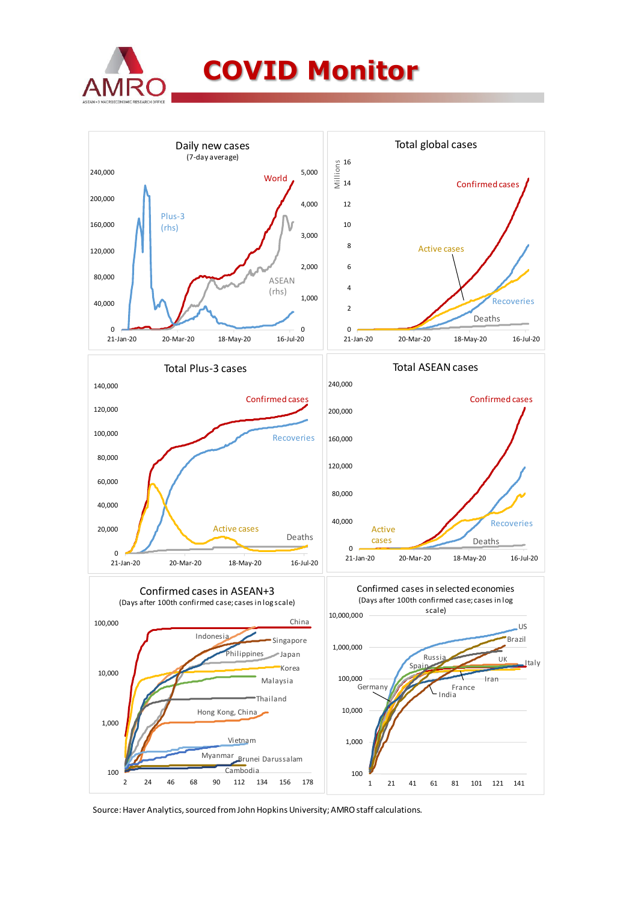# COVID Monitor

AMRO
ASEAN+3 MACROECONOMIC RESEARCH OFFICE

## Daily new cases

(7-day average)

240,000
200,000
160,000
120,000
80,000
40,000
0

5,000
4,000
3,000
2,000
1,000
0

World
Plus-3 (rhs)
ASEAN (rhs)

21-Jan-20
20-Mar-20
18-May-20
16-Jul-20

## Total global cases

Millions

16
14
12
10
8
6
4
2
0

Confirmed cases
Active cases
Recoveries
Deaths

21-Jan-20
20-Mar-20
18-May-20
16-Jul-20

## Total Plus-3 cases

140,000
120,000
100,000
80,000
60,000
40,000
20,000
0

Confirmed cases
Recoveries
Active cases
Deaths

21-Jan-20
20-Mar-20
18-May-20
16-Jul-20

## Total ASEAN cases

240,000
200,000
160,000
120,000
80,000
40,000
0

Confirmed cases
Recoveries
Active cases
Deaths

21-Jan-20
20-Mar-20
18-May-20
16-Jul-20

## Confirmed cases in ASEAN+3

(Days after 100th confirmed case; cases in log scale)

100,000
10,000
1,000
100

China
Indonesia
Singapore
Philippines
Japan
Korea
Malaysia
Thailand
Hong Kong, China
Vietnam
Myanmar
Brunei Darussalam
Cambodia

2
24
46
68
90
112
134
156
178

## Confirmed cases in selected economies

(Days after 100th confirmed case; cases in log scale)

10,000,000
1,000,000
100,000
10,000
1,000
100

US
Brazil
Russia
UK
Italy
Spain
Germany
Iran
France
India

1
21
41
61
81
101
121
141

Source: Haver Analytics, sourced from John Hopkins University; AMRO staff calculations.